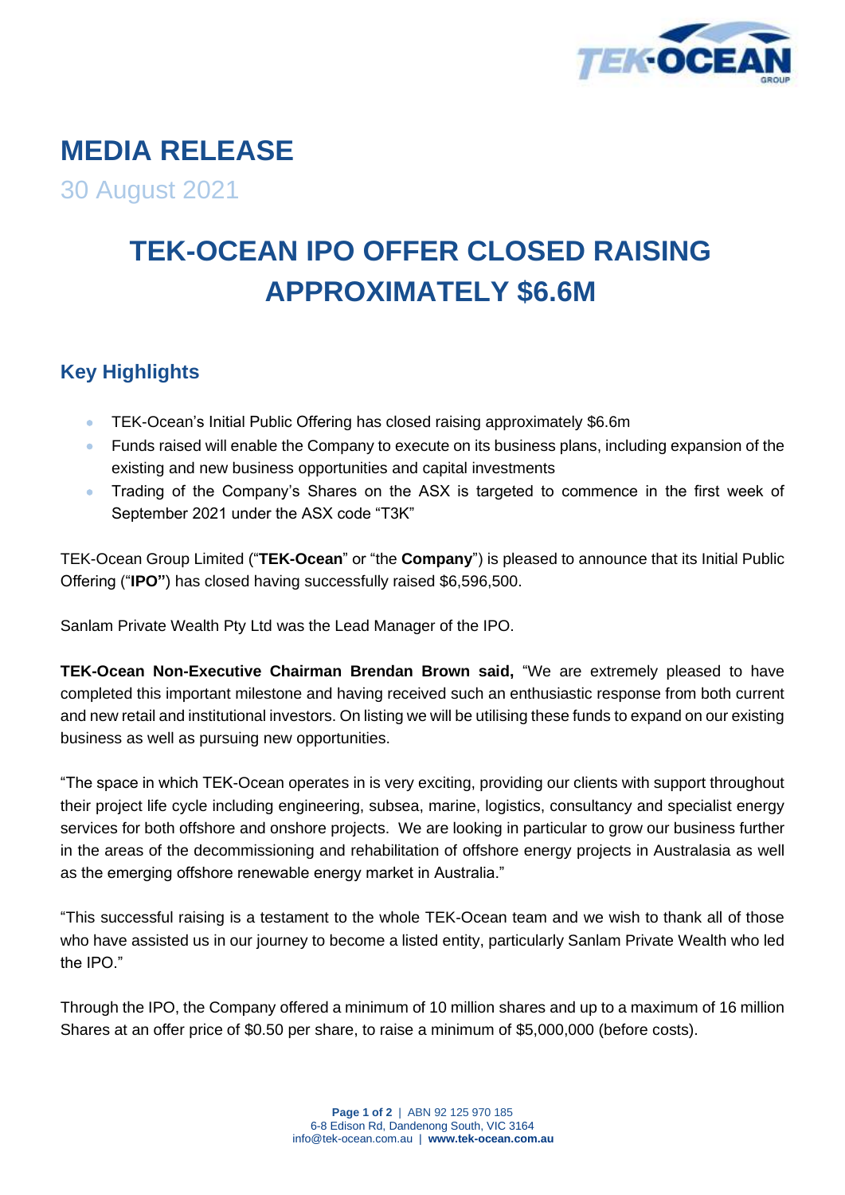# MEDIA RELEASE

30 August 2021

# TEK-OCEAN IPO OFFER CLOSED RAISING APPROXIMATELY $6.6M

## Key Highlights

- TEK-Ocean's Initial Public Offering has closed raising approximately $6.6m
- Funds raised will enable the Company to execute on its business plans, including expansion of the existing and new business opportunities and capital investments
- Trading of the Company's Shares on the ASX is targeted to commence in the first week of September 2021 under the ASX code "T3K"

TEK-Ocean Group Limited ("**TEK-Ocean**" or "the **Company**") is pleased to announce that its Initial Public Offering ("**IPO"**) has closed having successfully raised $6,596,500.

Sanlam Private Wealth Pty Ltd was the Lead Manager of the IPO.

**TEK-Ocean Non-Executive Chairman Brendan Brown said,** "We are extremely pleased to have completed this important milestone and having received such an enthusiastic response from both current and new retail and institutional investors. On listing we will be utilising these funds to expand on our existing business as well as pursuing new opportunities.

"The space in which TEK-Ocean operates in is very exciting, providing our clients with support throughout their project life cycle including engineering, subsea, marine, logistics, consultancy and specialist energy services for both offshore and onshore projects. We are looking in particular to grow our business further in the areas of the decommissioning and rehabilitation of offshore energy projects in Australasia as well as the emerging offshore renewable energy market in Australia."

"This successful raising is a testament to the whole TEK-Ocean team and we wish to thank all of those who have assisted us in our journey to become a listed entity, particularly Sanlam Private Wealth who led the IPO."

Through the IPO, the Company offered a minimum of 10 million shares and up to a maximum of 16 million Shares at an offer price of $0.50 per share, to raise a minimum of $5,000,000 (before costs).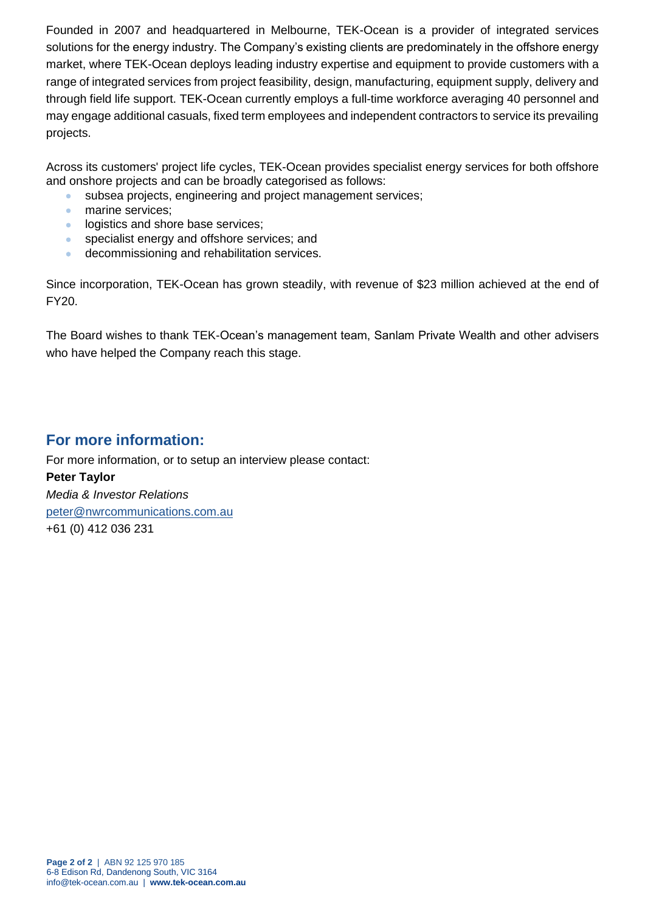Founded in 2007 and headquartered in Melbourne, TEK-Ocean is a provider of integrated services solutions for the energy industry. The Company's existing clients are predominately in the offshore energy market, where TEK-Ocean deploys leading industry expertise and equipment to provide customers with a range of integrated services from project feasibility, design, manufacturing, equipment supply, delivery and through field life support. TEK-Ocean currently employs a full-time workforce averaging 40 personnel and may engage additional casuals, fixed term employees and independent contractors to service its prevailing projects.

Across its customers' project life cycles, TEK-Ocean provides specialist energy services for both offshore and onshore projects and can be broadly categorised as follows:

- subsea projects, engineering and project management services;
- marine services;
- logistics and shore base services;
- specialist energy and offshore services; and
- decommissioning and rehabilitation services.

Since incorporation, TEK-Ocean has grown steadily, with revenue of $23 million achieved at the end of FY20.

The Board wishes to thank TEK-Ocean's management team, Sanlam Private Wealth and other advisers who have helped the Company reach this stage.

## For more information:

For more information, or to setup an interview please contact:

**Peter Taylor**
*Media & Investor Relations*
peter@nwrcommunications.com.au
+61 (0) 412 036 231

ABN 92 125 970 185
6-8 Edison Rd, Dandenong South, VIC 3164
info@tek-ocean.com.au | **www.tek-ocean.com.au**